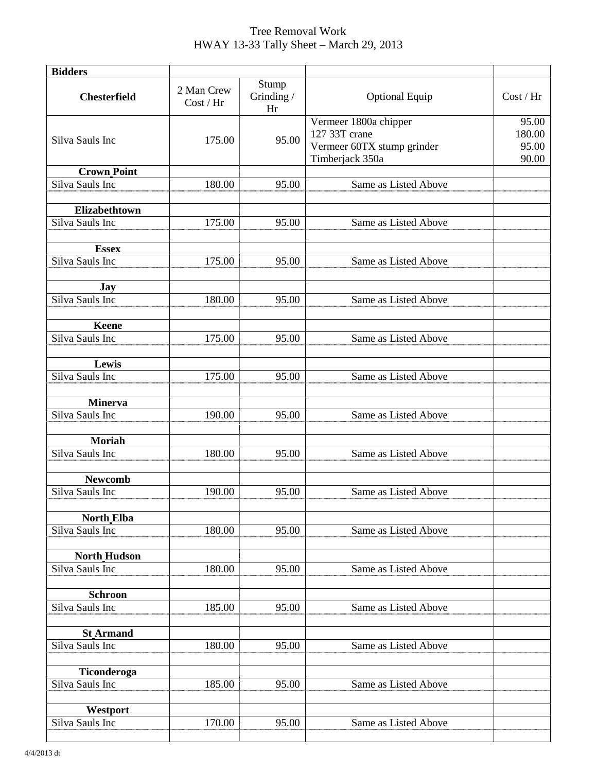# Tree Removal Work
## HWAY 13-33 Tally Sheet – March 29, 2013

| **Bidders** | | | | |
|---|---|---|---|---|
| **Chesterfield** | 2 Man Crew Cost / Hr | Stump Grinding / Hr | Optional Equip | Cost / Hr |
| Silva Sauls Inc | 175.00 | 95.00 | Vermeer 1800a chipper<br>127 33T crane<br>Vermeer 60TX stump grinder<br>Timberjack 350a | 95.00<br>180.00<br>95.00<br>90.00 |
| **Crown Point** | | | | |
| Silva Sauls Inc | 180.00 | 95.00 | Same as Listed Above | |
| | | | | |
| **Elizabethtown** | | | | |
| Silva Sauls Inc | 175.00 | 95.00 | Same as Listed Above | |
| | | | | |
| **Essex** | | | | |
| Silva Sauls Inc | 175.00 | 95.00 | Same as Listed Above | |
| | | | | |
| **Jay** | | | | |
| Silva Sauls Inc | 180.00 | 95.00 | Same as Listed Above | |
| | | | | |
| **Keene** | | | | |
| Silva Sauls Inc | 175.00 | 95.00 | Same as Listed Above | |
| | | | | |
| **Lewis** | | | | |
| Silva Sauls Inc | 175.00 | 95.00 | Same as Listed Above | |
| | | | | |
| **Minerva** | | | | |
| Silva Sauls Inc | 190.00 | 95.00 | Same as Listed Above | |
| | | | | |
| **Moriah** | | | | |
| Silva Sauls Inc | 180.00 | 95.00 | Same as Listed Above | |
| | | | | |
| **Newcomb** | | | | |
| Silva Sauls Inc | 190.00 | 95.00 | Same as Listed Above | |
| | | | | |
| **North Elba** | | | | |
| Silva Sauls Inc | 180.00 | 95.00 | Same as Listed Above | |
| | | | | |
| **North Hudson** | | | | |
| Silva Sauls Inc | 180.00 | 95.00 | Same as Listed Above | |
| | | | | |
| **Schroon** | | | | |
| Silva Sauls Inc | 185.00 | 95.00 | Same as Listed Above | |
| | | | | |
| **St Armand** | | | | |
| Silva Sauls Inc | 180.00 | 95.00 | Same as Listed Above | |
| | | | | |
| **Ticonderoga** | | | | |
| Silva Sauls Inc | 185.00 | 95.00 | Same as Listed Above | |
| | | | | |
| **Westport** | | | | |
| Silva Sauls Inc | 170.00 | 95.00 | Same as Listed Above | |
| | | | | |

4/4/2013 dt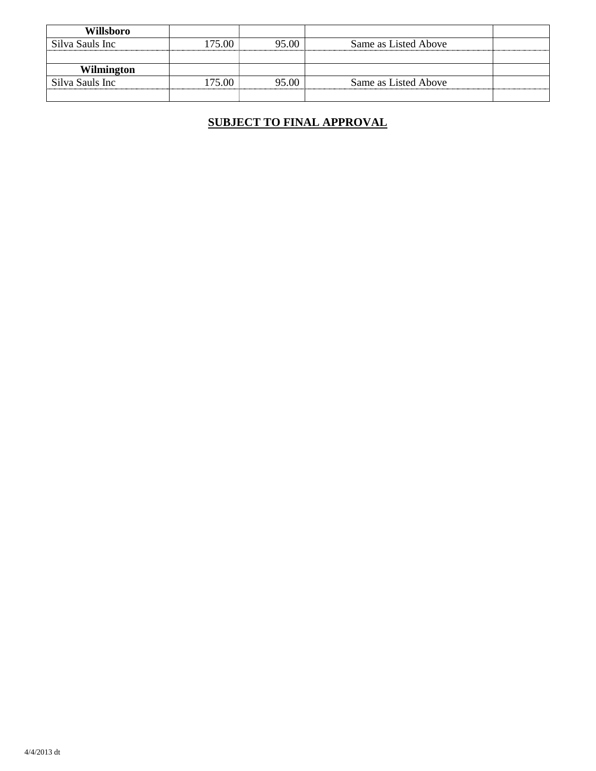| | | | | |
|---|---|---|---|---|
| **Willsboro** | | | | |
| Silva Sauls Inc | 175.00 | 95.00 | Same as Listed Above | |
| | | | | |
| **Wilmington** | | | | |
| Silva Sauls Inc | 175.00 | 95.00 | Same as Listed Above | |
| | | | | |

**SUBJECT TO FINAL APPROVAL**

4/4/2013 dt